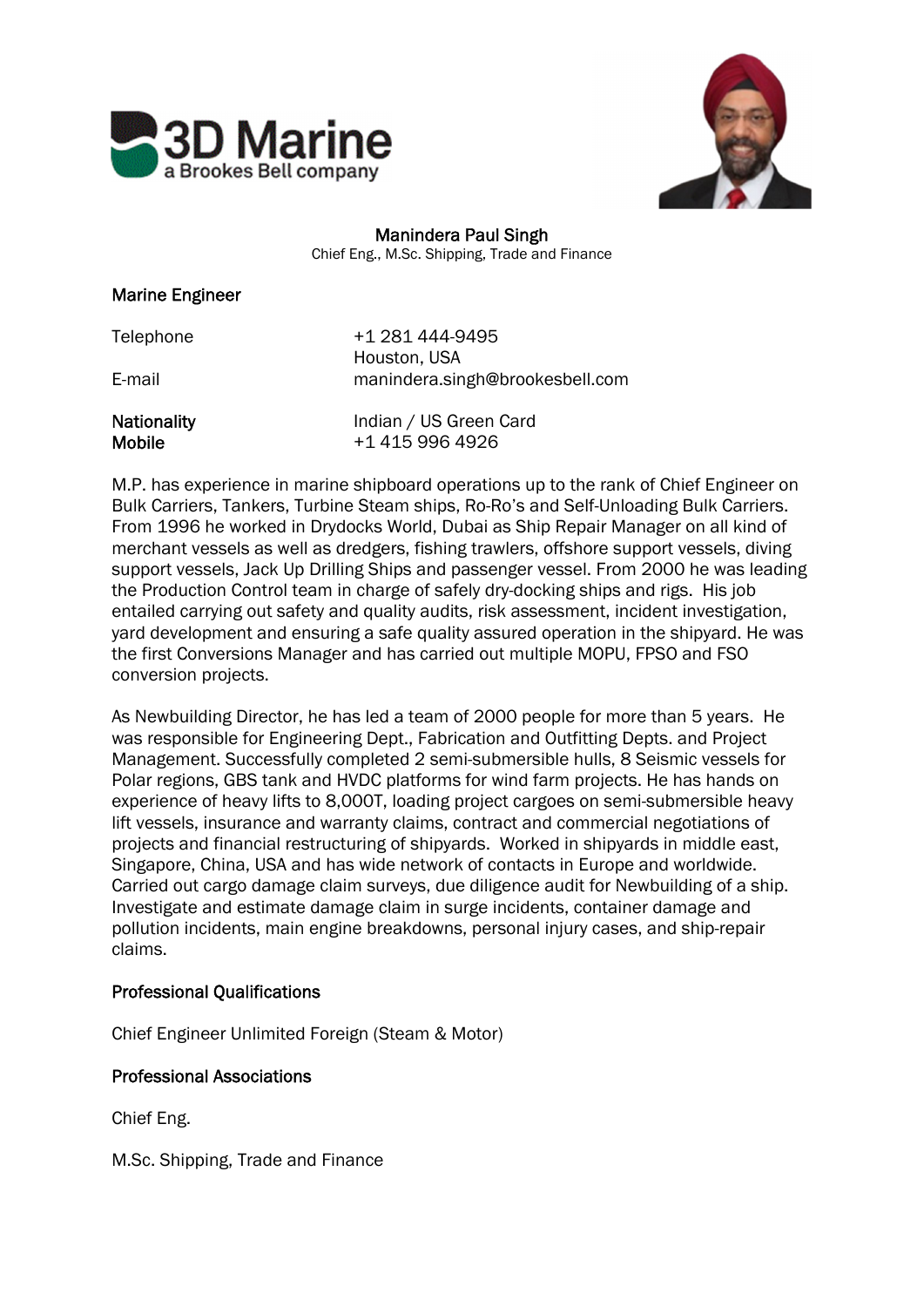# Manindera Paul Singh

Chief Eng., M.Sc. Shipping, Trade and Finance

## Marine Engineer

| | |
|---|---|
| Telephone | +1 281 444-9495<br>Houston, USA |
| E-mail | manindera.singh@brookesbell.com |
| **Nationality** | Indian / US Green Card |
| **Mobile** | +1 415 996 4926 |

M.P. has experience in marine shipboard operations up to the rank of Chief Engineer on Bulk Carriers, Tankers, Turbine Steam ships, Ro-Ro's and Self-Unloading Bulk Carriers. From 1996 he worked in Drydocks World, Dubai as Ship Repair Manager on all kind of merchant vessels as well as dredgers, fishing trawlers, offshore support vessels, diving support vessels, Jack Up Drilling Ships and passenger vessel. From 2000 he was leading the Production Control team in charge of safely dry-docking ships and rigs. His job entailed carrying out safety and quality audits, risk assessment, incident investigation, yard development and ensuring a safe quality assured operation in the shipyard. He was the first Conversions Manager and has carried out multiple MOPU, FPSO and FSO conversion projects.

As Newbuilding Director, he has led a team of 2000 people for more than 5 years. He was responsible for Engineering Dept., Fabrication and Outfitting Depts. and Project Management. Successfully completed 2 semi-submersible hulls, 8 Seismic vessels for Polar regions, GBS tank and HVDC platforms for wind farm projects. He has hands on experience of heavy lifts to 8,000T, loading project cargoes on semi-submersible heavy lift vessels, insurance and warranty claims, contract and commercial negotiations of projects and financial restructuring of shipyards. Worked in shipyards in middle east, Singapore, China, USA and has wide network of contacts in Europe and worldwide. Carried out cargo damage claim surveys, due diligence audit for Newbuilding of a ship. Investigate and estimate damage claim in surge incidents, container damage and pollution incidents, main engine breakdowns, personal injury cases, and ship-repair claims.

## Professional Qualifications

Chief Engineer Unlimited Foreign (Steam & Motor)

## Professional Associations

Chief Eng.

M.Sc. Shipping, Trade and Finance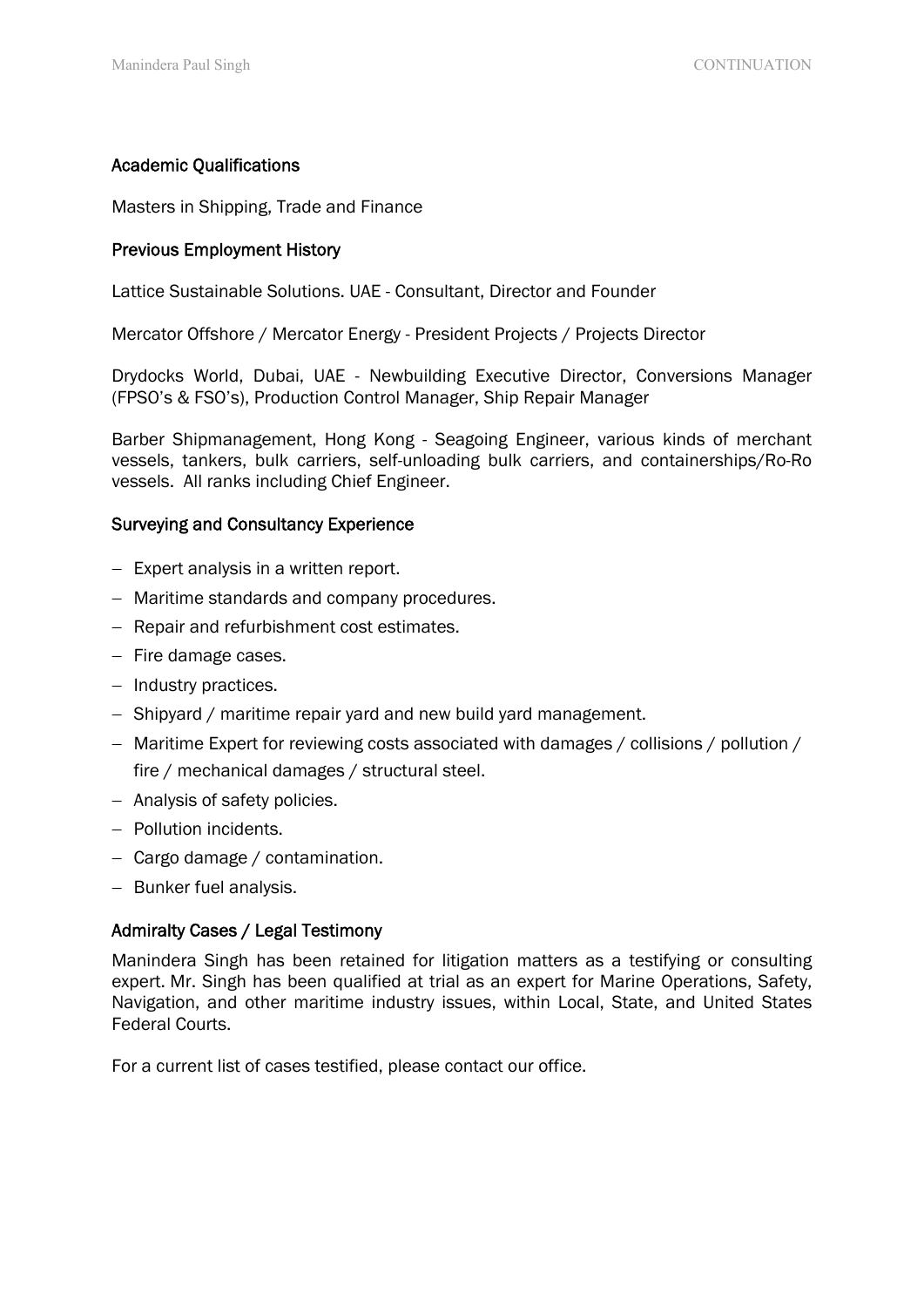## Academic Qualifications

Masters in Shipping, Trade and Finance

## Previous Employment History

Lattice Sustainable Solutions. UAE - Consultant, Director and Founder

Mercator Offshore / Mercator Energy - President Projects / Projects Director

Drydocks World, Dubai, UAE - Newbuilding Executive Director, Conversions Manager (FPSO's & FSO's), Production Control Manager, Ship Repair Manager

Barber Shipmanagement, Hong Kong - Seagoing Engineer, various kinds of merchant vessels, tankers, bulk carriers, self-unloading bulk carriers, and containerships/Ro-Ro vessels. All ranks including Chief Engineer.

## Surveying and Consultancy Experience

- Expert analysis in a written report.
- Maritime standards and company procedures.
- Repair and refurbishment cost estimates.
- Fire damage cases.
- Industry practices.
- Shipyard / maritime repair yard and new build yard management.
- Maritime Expert for reviewing costs associated with damages / collisions / pollution / fire / mechanical damages / structural steel.
- Analysis of safety policies.
- Pollution incidents.
- Cargo damage / contamination.
- Bunker fuel analysis.

## Admiralty Cases / Legal Testimony

Manindera Singh has been retained for litigation matters as a testifying or consulting expert. Mr. Singh has been qualified at trial as an expert for Marine Operations, Safety, Navigation, and other maritime industry issues, within Local, State, and United States Federal Courts.

For a current list of cases testified, please contact our office.